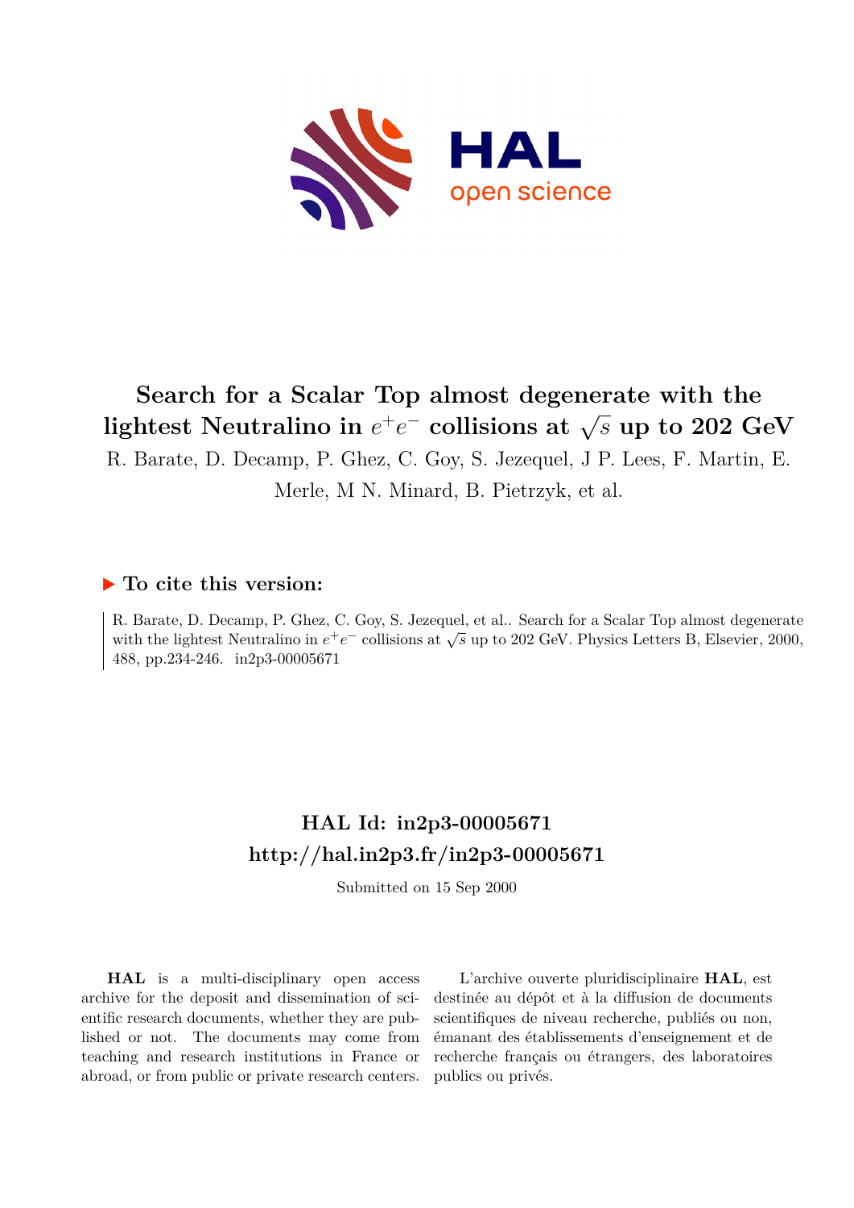# Search for a Scalar Top almost degenerate with the lightest Neutralino in $e^+e^-$ collisions at $\sqrt{s}$ up to 202 GeV

R. Barate, D. Decamp, P. Ghez, C. Goy, S. Jezequel, J P. Lees, F. Martin, E. Merle, M N. Minard, B. Pietrzyk, et al.

## ▶ To cite this version:

R. Barate, D. Decamp, P. Ghez, C. Goy, S. Jezequel, et al.. Search for a Scalar Top almost degenerate with the lightest Neutralino in $e^+e^-$ collisions at $\sqrt{s}$ up to 202 GeV. Physics Letters B, Elsevier, 2000, 488, pp.234-246. in2p3-00005671

## HAL Id: in2p3-00005671
## http://hal.in2p3.fr/in2p3-00005671

Submitted on 15 Sep 2000

**HAL** is a multi-disciplinary open access archive for the deposit and dissemination of scientific research documents, whether they are published or not. The documents may come from teaching and research institutions in France or abroad, or from public or private research centers.

L'archive ouverte pluridisciplinaire **HAL**, est destinée au dépôt et à la diffusion de documents scientifiques de niveau recherche, publiés ou non, émanant des établissements d'enseignement et de recherche français ou étrangers, des laboratoires publics ou privés.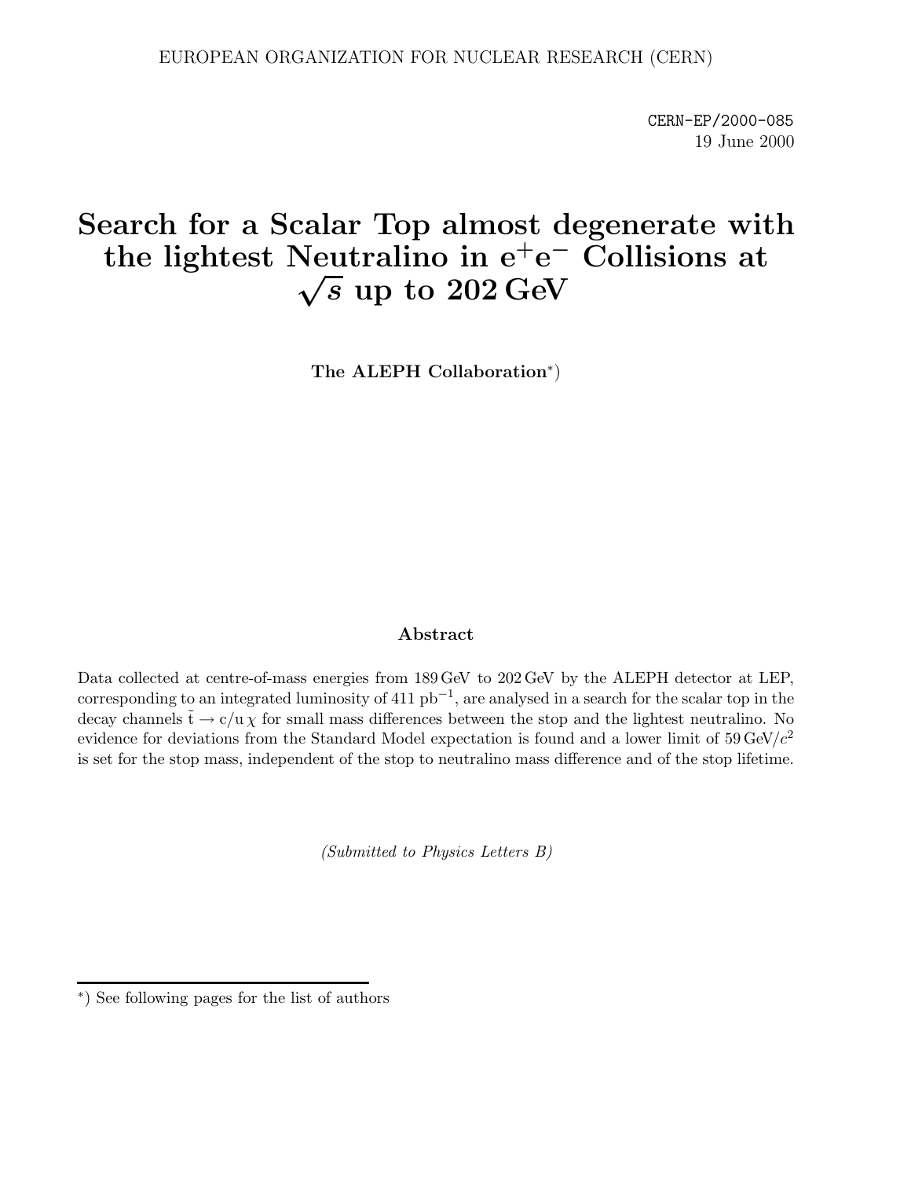EUROPEAN ORGANIZATION FOR NUCLEAR RESEARCH (CERN)

CERN-EP/2000-085
19 June 2000

# Search for a Scalar Top almost degenerate with the lightest Neutralino in $e^+e^-$ Collisions at $\sqrt{s}$ up to 202 GeV

**The ALEPH Collaboration***)

### Abstract

Data collected at centre-of-mass energies from 189 GeV to 202 GeV by the ALEPH detector at LEP, corresponding to an integrated luminosity of 411 $\mathrm{pb}^{-1}$, are analysed in a search for the scalar top in the decay channels $\tilde{t} \to c/u\,\chi$ for small mass differences between the stop and the lightest neutralino. No evidence for deviations from the Standard Model expectation is found and a lower limit of 59 $\mathrm{GeV}/c^2$ is set for the stop mass, independent of the stop to neutralino mass difference and of the stop lifetime.

*(Submitted to Physics Letters B)*

*) See following pages for the list of authors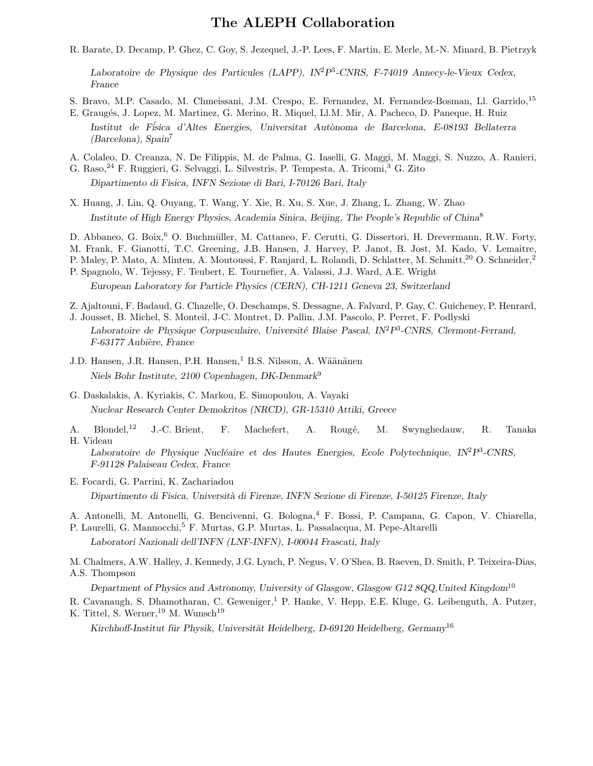# The ALEPH Collaboration

R. Barate, D. Decamp, P. Ghez, C. Goy, S. Jezequel, J.-P. Lees, F. Martin, E. Merle, M.-N. Minard, B. Pietrzyk

*Laboratoire de Physique des Particules (LAPP), IN$^2$P$^3$-CNRS, F-74019 Annecy-le-Vieux Cedex, France*

S. Bravo, M.P. Casado, M. Chmeissani, J.M. Crespo, E. Fernandez, M. Fernandez-Bosman, Ll. Garrido,[15] E. Graugés, J. Lopez, M. Martinez, G. Merino, R. Miquel, Ll.M. Mir, A. Pacheco, D. Paneque, H. Ruiz

*Institut de Física d'Altes Energies, Universitat Autònoma de Barcelona, E-08193 Bellaterra (Barcelona), Spain*[7]

A. Colaleo, D. Creanza, N. De Filippis, M. de Palma, G. Iaselli, G. Maggi, M. Maggi, S. Nuzzo, A. Ranieri, G. Raso,[24] F. Ruggieri, G. Selvaggi, L. Silvestris, P. Tempesta, A. Tricomi,[3] G. Zito

*Dipartimento di Fisica, INFN Sezione di Bari, I-70126 Bari, Italy*

X. Huang, J. Lin, Q. Ouyang, T. Wang, Y. Xie, R. Xu, S. Xue, J. Zhang, L. Zhang, W. Zhao

*Institute of High Energy Physics, Academia Sinica, Beijing, The People's Republic of China*[8]

D. Abbaneo, G. Boix,[6] O. Buchmüller, M. Cattaneo, F. Cerutti, G. Dissertori, H. Drevermann, R.W. Forty, M. Frank, F. Gianotti, T.C. Greening, J.B. Hansen, J. Harvey, P. Janot, B. Jost, M. Kado, V. Lemaitre, P. Maley, P. Mato, A. Minten, A. Moutoussi, F. Ranjard, L. Rolandi, D. Schlatter, M. Schmitt,[20] O. Schneider,[2] P. Spagnolo, W. Tejessy, F. Teubert, E. Tournefier, A. Valassi, J.J. Ward, A.E. Wright

*European Laboratory for Particle Physics (CERN), CH-1211 Geneva 23, Switzerland*

Z. Ajaltouni, F. Badaud, G. Chazelle, O. Deschamps, S. Dessagne, A. Falvard, P. Gay, C. Guicheney, P. Henrard, J. Jousset, B. Michel, S. Monteil, J-C. Montret, D. Pallin, J.M. Pascolo, P. Perret, F. Podlyski

*Laboratoire de Physique Corpusculaire, Université Blaise Pascal, IN$^2$P$^3$-CNRS, Clermont-Ferrand, F-63177 Aubière, France*

J.D. Hansen, J.R. Hansen, P.H. Hansen,[1] B.S. Nilsson, A. Wäänänen

*Niels Bohr Institute, 2100 Copenhagen, DK-Denmark*[9]

G. Daskalakis, A. Kyriakis, C. Markou, E. Simopoulou, A. Vayaki

*Nuclear Research Center Demokritos (NRCD), GR-15310 Attiki, Greece*

A. Blondel,[12] J.-C. Brient, F. Machefert, A. Rougé, M. Swynghedauw, R. Tanaka H. Videau

*Laboratoire de Physique Nucléaire et des Hautes Energies, Ecole Polytechnique, IN$^2$P$^3$-CNRS, F-91128 Palaiseau Cedex, France*

E. Focardi, G. Parrini, K. Zachariadou

*Dipartimento di Fisica, Università di Firenze, INFN Sezione di Firenze, I-50125 Firenze, Italy*

A. Antonelli, M. Antonelli, G. Bencivenni, G. Bologna,[4] F. Bossi, P. Campana, G. Capon, V. Chiarella, P. Laurelli, G. Mannocchi,[5] F. Murtas, G.P. Murtas, L. Passalacqua, M. Pepe-Altarelli

*Laboratori Nazionali dell'INFN (LNF-INFN), I-00044 Frascati, Italy*

M. Chalmers, A.W. Halley, J. Kennedy, J.G. Lynch, P. Negus, V. O'Shea, B. Raeven, D. Smith, P. Teixeira-Dias, A.S. Thompson

*Department of Physics and Astronomy, University of Glasgow, Glasgow G12 8QQ,United Kingdom*[10]

R. Cavanaugh, S. Dhamotharan, C. Geweniger,[1] P. Hanke, V. Hepp, E.E. Kluge, G. Leibenguth, A. Putzer, K. Tittel, S. Werner,[19] M. Wunsch[19]

*Kirchhoff-Institut für Physik, Universität Heidelberg, D-69120 Heidelberg, Germany*[16]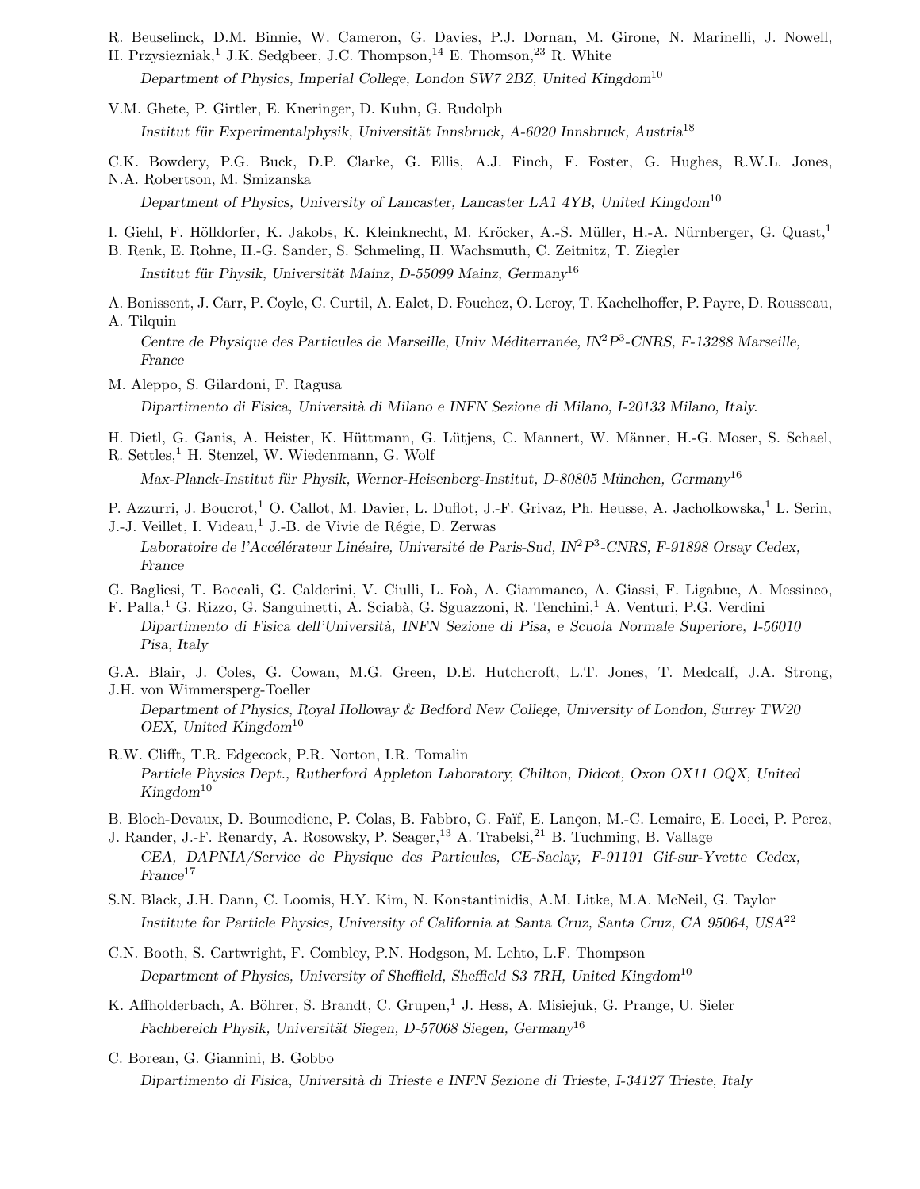R. Beuselinck, D.M. Binnie, W. Cameron, G. Davies, P.J. Dornan, M. Girone, N. Marinelli, J. Nowell, H. Przysiezniak,[1] J.K. Sedgbeer, J.C. Thompson,[14] E. Thomson,[23] R. White

*Department of Physics, Imperial College, London SW7 2BZ, United Kingdom*[10]

V.M. Ghete, P. Girtler, E. Kneringer, D. Kuhn, G. Rudolph

*Institut für Experimentalphysik, Universität Innsbruck, A-6020 Innsbruck, Austria*[18]

C.K. Bowdery, P.G. Buck, D.P. Clarke, G. Ellis, A.J. Finch, F. Foster, G. Hughes, R.W.L. Jones, N.A. Robertson, M. Smizanska

*Department of Physics, University of Lancaster, Lancaster LA1 4YB, United Kingdom*[10]

I. Giehl, F. Hölldorfer, K. Jakobs, K. Kleinknecht, M. Kröcker, A.-S. Müller, H.-A. Nürnberger, G. Quast,[1] B. Renk, E. Rohne, H.-G. Sander, S. Schmeling, H. Wachsmuth, C. Zeitnitz, T. Ziegler

*Institut für Physik, Universität Mainz, D-55099 Mainz, Germany*[16]

A. Bonissent, J. Carr, P. Coyle, C. Curtil, A. Ealet, D. Fouchez, O. Leroy, T. Kachelhoffer, P. Payre, D. Rousseau, A. Tilquin

*Centre de Physique des Particules de Marseille, Univ Méditerranée, IN$^2$P$^3$-CNRS, F-13288 Marseille, France*

M. Aleppo, S. Gilardoni, F. Ragusa

*Dipartimento di Fisica, Università di Milano e INFN Sezione di Milano, I-20133 Milano, Italy.*

H. Dietl, G. Ganis, A. Heister, K. Hüttmann, G. Lütjens, C. Mannert, W. Männer, H.-G. Moser, S. Schael, R. Settles,[1] H. Stenzel, W. Wiedenmann, G. Wolf

*Max-Planck-Institut für Physik, Werner-Heisenberg-Institut, D-80805 München, Germany*[16]

P. Azzurri, J. Boucrot,[1] O. Callot, M. Davier, L. Duflot, J.-F. Grivaz, Ph. Heusse, A. Jacholkowska,[1] L. Serin, J.-J. Veillet, I. Videau,[1] J.-B. de Vivie de Régie, D. Zerwas

*Laboratoire de l'Accélérateur Linéaire, Université de Paris-Sud, IN$^2$P$^3$-CNRS, F-91898 Orsay Cedex, France*

G. Bagliesi, T. Boccali, G. Calderini, V. Ciulli, L. Foà, A. Giammanco, A. Giassi, F. Ligabue, A. Messineo, F. Palla,[1] G. Rizzo, G. Sanguinetti, A. Sciabà, G. Sguazzoni, R. Tenchini,[1] A. Venturi, P.G. Verdini

*Dipartimento di Fisica dell'Università, INFN Sezione di Pisa, e Scuola Normale Superiore, I-56010 Pisa, Italy*

G.A. Blair, J. Coles, G. Cowan, M.G. Green, D.E. Hutchcroft, L.T. Jones, T. Medcalf, J.A. Strong, J.H. von Wimmersperg-Toeller

*Department of Physics, Royal Holloway & Bedford New College, University of London, Surrey TW20 OEX, United Kingdom*[10]

R.W. Clifft, T.R. Edgecock, P.R. Norton, I.R. Tomalin

*Particle Physics Dept., Rutherford Appleton Laboratory, Chilton, Didcot, Oxon OX11 OQX, United Kingdom*[10]

B. Bloch-Devaux, D. Boumediene, P. Colas, B. Fabbro, G. Faïf, E. Lançon, M.-C. Lemaire, E. Locci, P. Perez, J. Rander, J.-F. Renardy, A. Rosowsky, P. Seager,[13] A. Trabelsi,[21] B. Tuchming, B. Vallage

*CEA, DAPNIA/Service de Physique des Particules, CE-Saclay, F-91191 Gif-sur-Yvette Cedex, France*[17]

S.N. Black, J.H. Dann, C. Loomis, H.Y. Kim, N. Konstantinidis, A.M. Litke, M.A. McNeil, G. Taylor

*Institute for Particle Physics, University of California at Santa Cruz, Santa Cruz, CA 95064, USA*[22]

C.N. Booth, S. Cartwright, F. Combley, P.N. Hodgson, M. Lehto, L.F. Thompson

*Department of Physics, University of Sheffield, Sheffield S3 7RH, United Kingdom*[10]

K. Affholderbach, A. Böhrer, S. Brandt, C. Grupen,[1] J. Hess, A. Misiejuk, G. Prange, U. Sieler

*Fachbereich Physik, Universität Siegen, D-57068 Siegen, Germany*[16]

C. Borean, G. Giannini, B. Gobbo

*Dipartimento di Fisica, Università di Trieste e INFN Sezione di Trieste, I-34127 Trieste, Italy*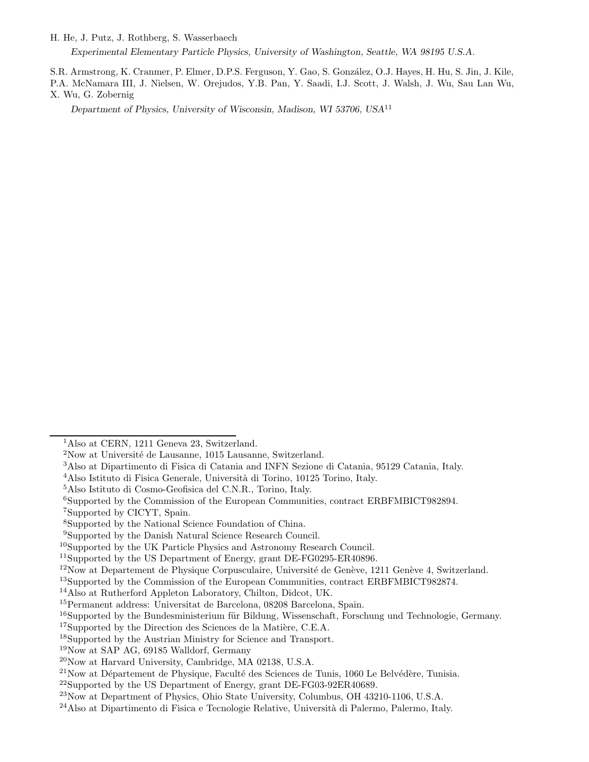H. He, J. Putz, J. Rothberg, S. Wasserbaech

*Experimental Elementary Particle Physics, University of Washington, Seattle, WA 98195 U.S.A.*

S.R. Armstrong, K. Cranmer, P. Elmer, D.P.S. Ferguson, Y. Gao, S. González, O.J. Hayes, H. Hu, S. Jin, J. Kile, P.A. McNamara III, J. Nielsen, W. Orejudos, Y.B. Pan, Y. Saadi, I.J. Scott, J. Walsh, J. Wu, Sau Lan Wu, X. Wu, G. Zobernig

*Department of Physics, University of Wisconsin, Madison, WI 53706, USA*[11]

---

[1]Also at CERN, 1211 Geneva 23, Switzerland.

[2]Now at Université de Lausanne, 1015 Lausanne, Switzerland.

[3]Also at Dipartimento di Fisica di Catania and INFN Sezione di Catania, 95129 Catania, Italy.

[4]Also Istituto di Fisica Generale, Università di Torino, 10125 Torino, Italy.

[5]Also Istituto di Cosmo-Geofisica del C.N.R., Torino, Italy.

[6]Supported by the Commission of the European Communities, contract ERBFMBICT982894.

[7]Supported by CICYT, Spain.

[8]Supported by the National Science Foundation of China.

[9]Supported by the Danish Natural Science Research Council.

[10]Supported by the UK Particle Physics and Astronomy Research Council.

[11]Supported by the US Department of Energy, grant DE-FG0295-ER40896.

[12]Now at Departement de Physique Corpusculaire, Université de Genève, 1211 Genève 4, Switzerland.

[13]Supported by the Commission of the European Communities, contract ERBFMBICT982874.

[14]Also at Rutherford Appleton Laboratory, Chilton, Didcot, UK.

[15]Permanent address: Universitat de Barcelona, 08208 Barcelona, Spain.

[16]Supported by the Bundesministerium für Bildung, Wissenschaft, Forschung und Technologie, Germany.

[17]Supported by the Direction des Sciences de la Matière, C.E.A.

[18]Supported by the Austrian Ministry for Science and Transport.

[19]Now at SAP AG, 69185 Walldorf, Germany

[20]Now at Harvard University, Cambridge, MA 02138, U.S.A.

[21]Now at Département de Physique, Faculté des Sciences de Tunis, 1060 Le Belvédère, Tunisia.

[22]Supported by the US Department of Energy, grant DE-FG03-92ER40689.

[23]Now at Department of Physics, Ohio State University, Columbus, OH 43210-1106, U.S.A.

[24]Also at Dipartimento di Fisica e Tecnologie Relative, Università di Palermo, Palermo, Italy.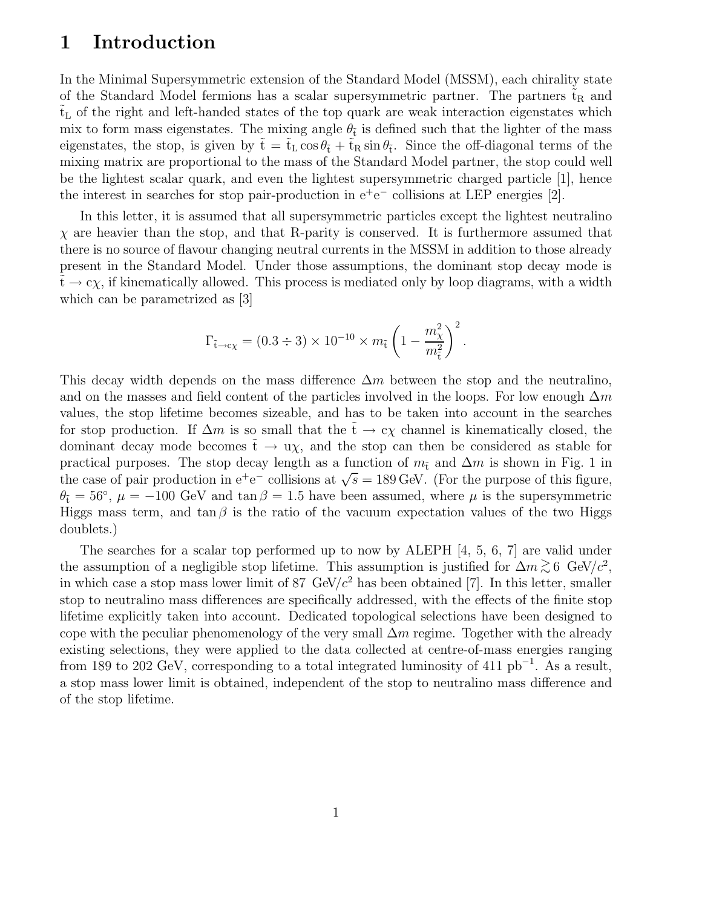# 1 Introduction

In the Minimal Supersymmetric extension of the Standard Model (MSSM), each chirality state of the Standard Model fermions has a scalar supersymmetric partner. The partners $\tilde{\mathrm{t}}_{\mathrm{R}}$ and $\tilde{\mathrm{t}}_{\mathrm{L}}$ of the right and left-handed states of the top quark are weak interaction eigenstates which mix to form mass eigenstates. The mixing angle $\theta_{\tilde{\mathrm{t}}}$ is defined such that the lighter of the mass eigenstates, the stop, is given by $\tilde{\mathrm{t}} = \tilde{\mathrm{t}}_{\mathrm{L}} \cos\theta_{\tilde{\mathrm{t}}} + \tilde{\mathrm{t}}_{\mathrm{R}} \sin\theta_{\tilde{\mathrm{t}}}$. Since the off-diagonal terms of the mixing matrix are proportional to the mass of the Standard Model partner, the stop could well be the lightest scalar quark, and even the lightest supersymmetric charged particle [1], hence the interest in searches for stop pair-production in $\mathrm{e^+e^-}$ collisions at LEP energies [2].

In this letter, it is assumed that all supersymmetric particles except the lightest neutralino $\chi$ are heavier than the stop, and that R-parity is conserved. It is furthermore assumed that there is no source of flavour changing neutral currents in the MSSM in addition to those already present in the Standard Model. Under those assumptions, the dominant stop decay mode is $\tilde{\mathrm{t}} \to \mathrm{c}\chi$, if kinematically allowed. This process is mediated only by loop diagrams, with a width which can be parametrized as [3]

$$\Gamma_{\tilde{\mathrm{t}}\to\mathrm{c}\chi} = (0.3 \div 3) \times 10^{-10} \times m_{\tilde{\mathrm{t}}} \left(1 - \frac{m_\chi^2}{m_{\tilde{\mathrm{t}}}^2}\right)^2 .$$

This decay width depends on the mass difference $\Delta m$ between the stop and the neutralino, and on the masses and field content of the particles involved in the loops. For low enough $\Delta m$ values, the stop lifetime becomes sizeable, and has to be taken into account in the searches for stop production. If $\Delta m$ is so small that the $\tilde{\mathrm{t}} \to \mathrm{c}\chi$ channel is kinematically closed, the dominant decay mode becomes $\tilde{\mathrm{t}} \to \mathrm{u}\chi$, and the stop can then be considered as stable for practical purposes. The stop decay length as a function of $m_{\tilde{\mathrm{t}}}$ and $\Delta m$ is shown in Fig. 1 in the case of pair production in $\mathrm{e^+e^-}$ collisions at $\sqrt{s} = 189\,\mathrm{GeV}$. (For the purpose of this figure, $\theta_{\tilde{\mathrm{t}}} = 56°$, $\mu = -100$ GeV and $\tan\beta = 1.5$ have been assumed, where $\mu$ is the supersymmetric Higgs mass term, and $\tan\beta$ is the ratio of the vacuum expectation values of the two Higgs doublets.)

The searches for a scalar top performed up to now by ALEPH [4, 5, 6, 7] are valid under the assumption of a negligible stop lifetime. This assumption is justified for $\Delta m \gtrsim 6$ GeV/$c^2$, in which case a stop mass lower limit of 87 GeV/$c^2$ has been obtained [7]. In this letter, smaller stop to neutralino mass differences are specifically addressed, with the effects of the finite stop lifetime explicitly taken into account. Dedicated topological selections have been designed to cope with the peculiar phenomenology of the very small $\Delta m$ regime. Together with the already existing selections, they were applied to the data collected at centre-of-mass energies ranging from 189 to 202 GeV, corresponding to a total integrated luminosity of 411 pb$^{-1}$. As a result, a stop mass lower limit is obtained, independent of the stop to neutralino mass difference and of the stop lifetime.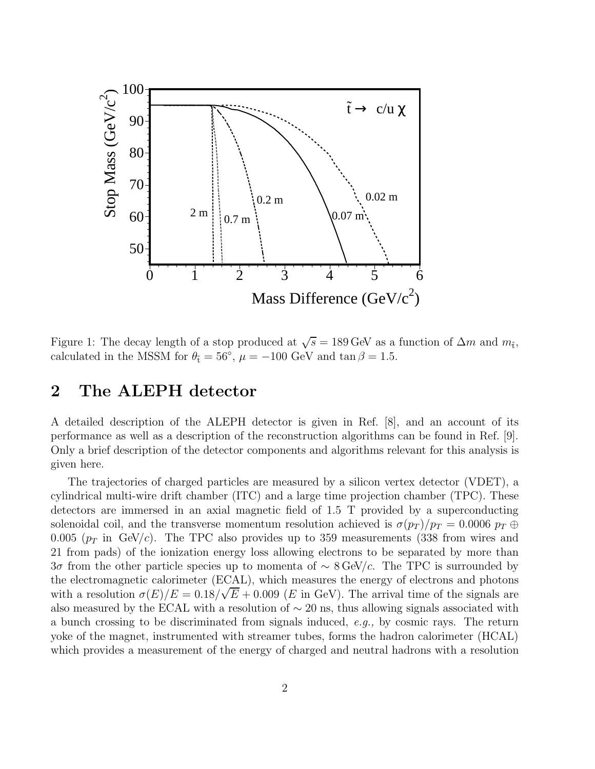Figure 1: The decay length of a stop produced at $\sqrt{s} = 189\,\text{GeV}$ as a function of $\Delta m$ and $m_{\tilde{t}}$, calculated in the MSSM for $\theta_{\tilde{t}} = 56^{\circ}$, $\mu = -100$ GeV and $\tan\beta = 1.5$.

## 2 The ALEPH detector

A detailed description of the ALEPH detector is given in Ref. [8], and an account of its performance as well as a description of the reconstruction algorithms can be found in Ref. [9]. Only a brief description of the detector components and algorithms relevant for this analysis is given here.

The trajectories of charged particles are measured by a silicon vertex detector (VDET), a cylindrical multi-wire drift chamber (ITC) and a large time projection chamber (TPC). These detectors are immersed in an axial magnetic field of 1.5 T provided by a superconducting solenoidal coil, and the transverse momentum resolution achieved is $\sigma(p_T)/p_T = 0.0006\ p_T \oplus 0.005$ ($p_T$ in GeV/$c$). The TPC also provides up to 359 measurements (338 from wires and 21 from pads) of the ionization energy loss allowing electrons to be separated by more than $3\sigma$ from the other particle species up to momenta of $\sim 8\,\text{GeV}/c$. The TPC is surrounded by the electromagnetic calorimeter (ECAL), which measures the energy of electrons and photons with a resolution $\sigma(E)/E = 0.18/\sqrt{E} + 0.009$ ($E$ in GeV). The arrival time of the signals are also measured by the ECAL with a resolution of $\sim 20$ ns, thus allowing signals associated with a bunch crossing to be discriminated from signals induced, *e.g.,* by cosmic rays. The return yoke of the magnet, instrumented with streamer tubes, forms the hadron calorimeter (HCAL) which provides a measurement of the energy of charged and neutral hadrons with a resolution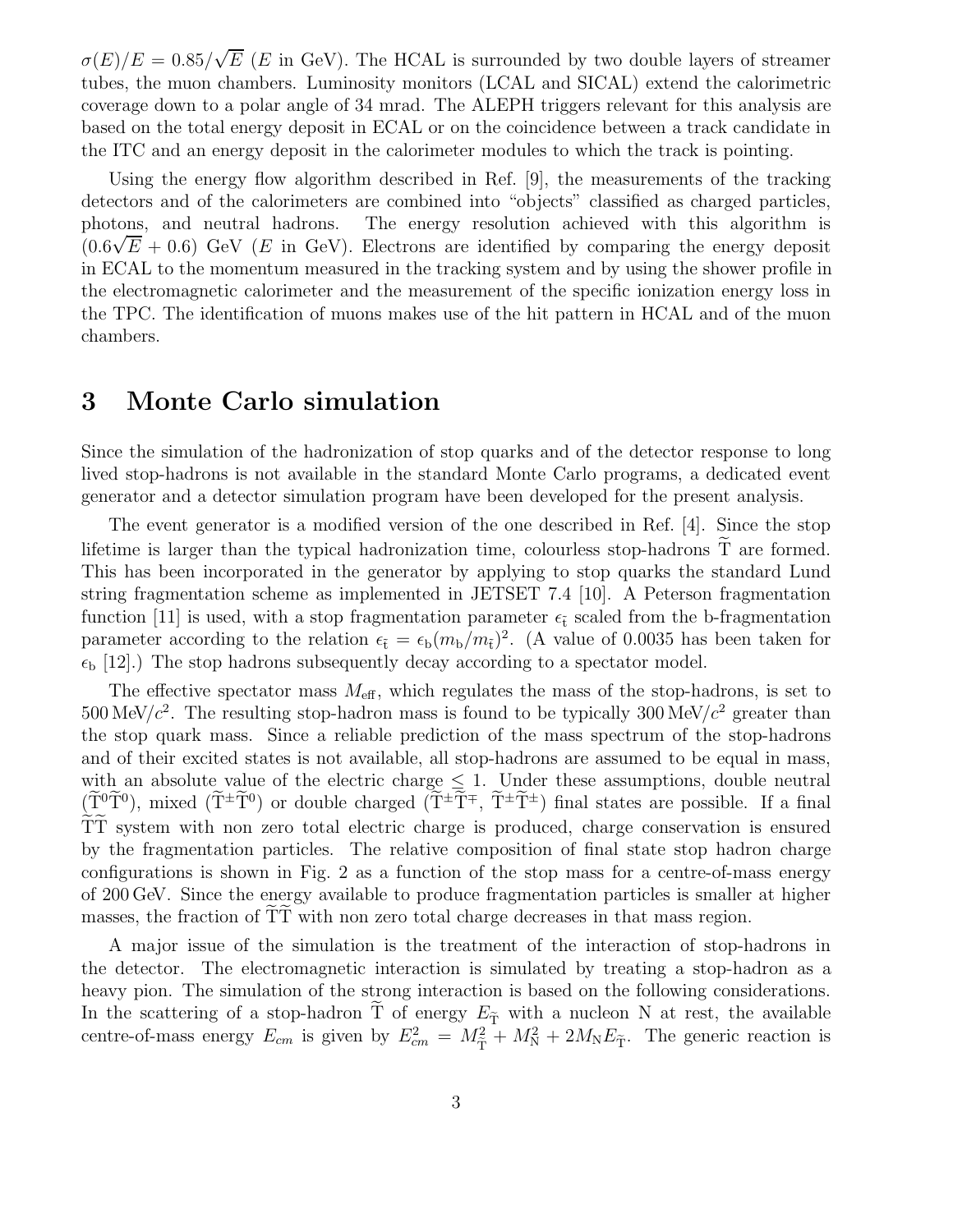$\sigma(E)/E = 0.85/\sqrt{E}$ ($E$ in GeV). The HCAL is surrounded by two double layers of streamer tubes, the muon chambers. Luminosity monitors (LCAL and SICAL) extend the calorimetric coverage down to a polar angle of 34 mrad. The ALEPH triggers relevant for this analysis are based on the total energy deposit in ECAL or on the coincidence between a track candidate in the ITC and an energy deposit in the calorimeter modules to which the track is pointing.

Using the energy flow algorithm described in Ref. [9], the measurements of the tracking detectors and of the calorimeters are combined into "objects" classified as charged particles, photons, and neutral hadrons. The energy resolution achieved with this algorithm is $(0.6\sqrt{E} + 0.6)$ GeV ($E$ in GeV). Electrons are identified by comparing the energy deposit in ECAL to the momentum measured in the tracking system and by using the shower profile in the electromagnetic calorimeter and the measurement of the specific ionization energy loss in the TPC. The identification of muons makes use of the hit pattern in HCAL and of the muon chambers.

# 3 Monte Carlo simulation

Since the simulation of the hadronization of stop quarks and of the detector response to long lived stop-hadrons is not available in the standard Monte Carlo programs, a dedicated event generator and a detector simulation program have been developed for the present analysis.

The event generator is a modified version of the one described in Ref. [4]. Since the stop lifetime is larger than the typical hadronization time, colourless stop-hadrons $\widetilde{\mathrm{T}}$ are formed. This has been incorporated in the generator by applying to stop quarks the standard Lund string fragmentation scheme as implemented in JETSET 7.4 [10]. A Peterson fragmentation function [11] is used, with a stop fragmentation parameter $\epsilon_{\tilde{\mathrm{t}}}$ scaled from the b-fragmentation parameter according to the relation $\epsilon_{\tilde{\mathrm{t}}} = \epsilon_{\mathrm{b}}(m_{\mathrm{b}}/m_{\tilde{\mathrm{t}}})^2$. (A value of 0.0035 has been taken for $\epsilon_{\mathrm{b}}$ [12].) The stop hadrons subsequently decay according to a spectator model.

The effective spectator mass $M_{\mathrm{eff}}$, which regulates the mass of the stop-hadrons, is set to $500\,\mathrm{MeV}/c^2$. The resulting stop-hadron mass is found to be typically $300\,\mathrm{MeV}/c^2$ greater than the stop quark mass. Since a reliable prediction of the mass spectrum of the stop-hadrons and of their excited states is not available, all stop-hadrons are assumed to be equal in mass, with an absolute value of the electric charge $\leq 1$. Under these assumptions, double neutral ($\widetilde{\mathrm{T}}^0\widetilde{\mathrm{T}}^0$), mixed ($\widetilde{\mathrm{T}}^\pm\widetilde{\mathrm{T}}^0$) or double charged ($\widetilde{\mathrm{T}}^\pm\widetilde{\mathrm{T}}^\mp$, $\widetilde{\mathrm{T}}^\pm\widetilde{\mathrm{T}}^\pm$) final states are possible. If a final $\widetilde{\mathrm{T}}\widetilde{\mathrm{T}}$ system with non zero total electric charge is produced, charge conservation is ensured by the fragmentation particles. The relative composition of final state stop hadron charge configurations is shown in Fig. 2 as a function of the stop mass for a centre-of-mass energy of 200 GeV. Since the energy available to produce fragmentation particles is smaller at higher masses, the fraction of $\widetilde{\mathrm{T}}\widetilde{\mathrm{T}}$ with non zero total charge decreases in that mass region.

A major issue of the simulation is the treatment of the interaction of stop-hadrons in the detector. The electromagnetic interaction is simulated by treating a stop-hadron as a heavy pion. The simulation of the strong interaction is based on the following considerations. In the scattering of a stop-hadron $\widetilde{\mathrm{T}}$ of energy $E_{\widetilde{\mathrm{T}}}$ with a nucleon N at rest, the available centre-of-mass energy $E_{cm}$ is given by $E_{cm}^2 = M_{\widetilde{\mathrm{T}}}^2 + M_{\mathrm{N}}^2 + 2M_{\mathrm{N}}E_{\widetilde{\mathrm{T}}}$. The generic reaction is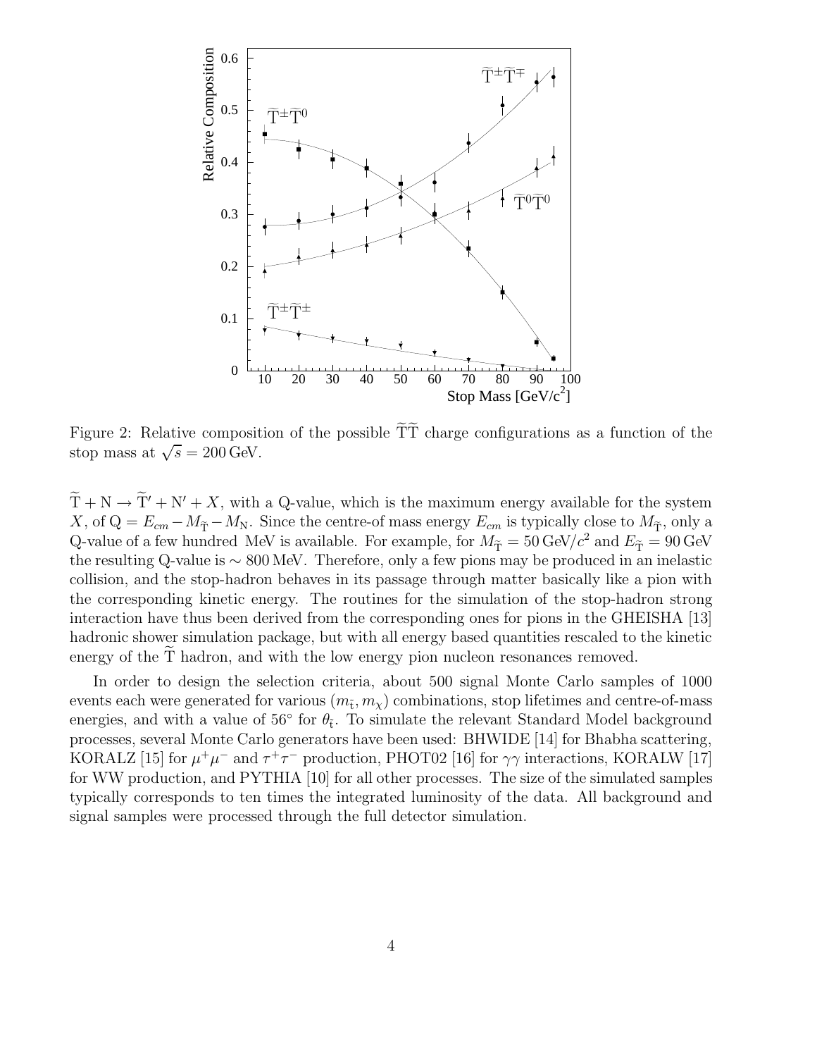Figure 2: Relative composition of the possible $\widetilde{\rm T}\widetilde{\rm T}$ charge configurations as a function of the stop mass at $\sqrt{s} = 200\,\text{GeV}$.

$\widetilde{\rm T} + {\rm N} \rightarrow \widetilde{\rm T}' + {\rm N}' + X$, with a Q-value, which is the maximum energy available for the system $X$, of ${\rm Q} = E_{cm} - M_{\widetilde{\rm T}} - M_{\rm N}$. Since the centre-of mass energy $E_{cm}$ is typically close to $M_{\widetilde{\rm T}}$, only a Q-value of a few hundred MeV is available. For example, for $M_{\widetilde{\rm T}} = 50\,\text{GeV}/c^2$ and $E_{\widetilde{\rm T}} = 90\,\text{GeV}$ the resulting Q-value is $\sim 800\,\text{MeV}$. Therefore, only a few pions may be produced in an inelastic collision, and the stop-hadron behaves in its passage through matter basically like a pion with the corresponding kinetic energy. The routines for the simulation of the stop-hadron strong interaction have thus been derived from the corresponding ones for pions in the GHEISHA [13] hadronic shower simulation package, but with all energy based quantities rescaled to the kinetic energy of the $\widetilde{\rm T}$ hadron, and with the low energy pion nucleon resonances removed.

In order to design the selection criteria, about 500 signal Monte Carlo samples of 1000 events each were generated for various $(m_{\tilde{t}}, m_\chi)$ combinations, stop lifetimes and centre-of-mass energies, and with a value of $56^\circ$ for $\theta_{\tilde{t}}$. To simulate the relevant Standard Model background processes, several Monte Carlo generators have been used: BHWIDE [14] for Bhabha scattering, KORALZ [15] for $\mu^+\mu^-$ and $\tau^+\tau^-$ production, PHOT02 [16] for $\gamma\gamma$ interactions, KORALW [17] for WW production, and PYTHIA [10] for all other processes. The size of the simulated samples typically corresponds to ten times the integrated luminosity of the data. All background and signal samples were processed through the full detector simulation.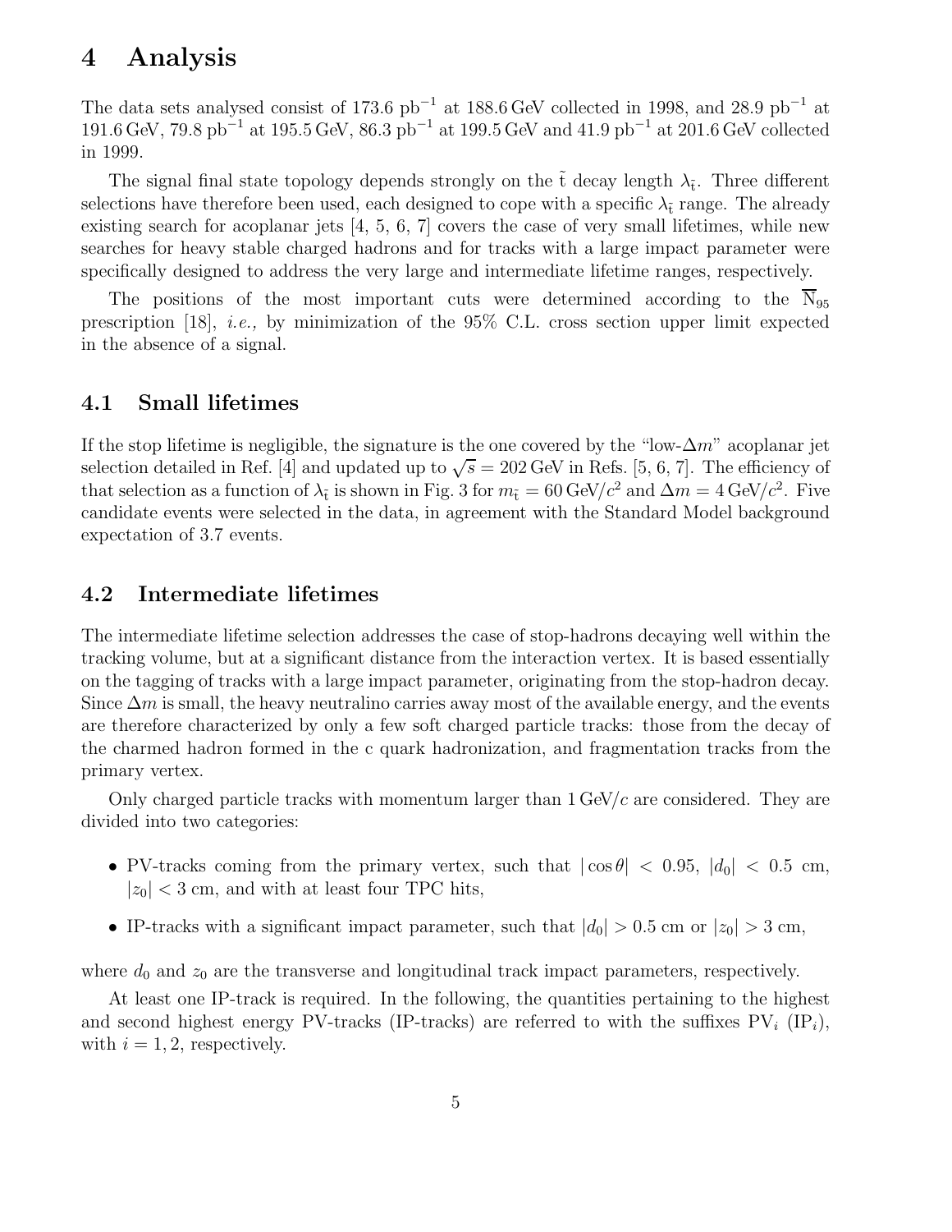# 4 Analysis

The data sets analysed consist of 173.6 $\mathrm{pb}^{-1}$ at 188.6 GeV collected in 1998, and 28.9 $\mathrm{pb}^{-1}$ at 191.6 GeV, 79.8 $\mathrm{pb}^{-1}$ at 195.5 GeV, 86.3 $\mathrm{pb}^{-1}$ at 199.5 GeV and 41.9 $\mathrm{pb}^{-1}$ at 201.6 GeV collected in 1999.

The signal final state topology depends strongly on the $\tilde{\mathrm{t}}$ decay length $\lambda_{\tilde{\mathrm{t}}}$. Three different selections have therefore been used, each designed to cope with a specific $\lambda_{\tilde{\mathrm{t}}}$ range. The already existing search for acoplanar jets [4, 5, 6, 7] covers the case of very small lifetimes, while new searches for heavy stable charged hadrons and for tracks with a large impact parameter were specifically designed to address the very large and intermediate lifetime ranges, respectively.

The positions of the most important cuts were determined according to the $\overline{\mathrm{N}}_{95}$ prescription [18], *i.e.,* by minimization of the 95% C.L. cross section upper limit expected in the absence of a signal.

## 4.1 Small lifetimes

If the stop lifetime is negligible, the signature is the one covered by the "low-$\Delta m$" acoplanar jet selection detailed in Ref. [4] and updated up to $\sqrt{s} = 202$ GeV in Refs. [5, 6, 7]. The efficiency of that selection as a function of $\lambda_{\tilde{\mathrm{t}}}$ is shown in Fig. 3 for $m_{\tilde{\mathrm{t}}} = 60\,\mathrm{GeV}/c^2$ and $\Delta m = 4\,\mathrm{GeV}/c^2$. Five candidate events were selected in the data, in agreement with the Standard Model background expectation of 3.7 events.

## 4.2 Intermediate lifetimes

The intermediate lifetime selection addresses the case of stop-hadrons decaying well within the tracking volume, but at a significant distance from the interaction vertex. It is based essentially on the tagging of tracks with a large impact parameter, originating from the stop-hadron decay. Since $\Delta m$ is small, the heavy neutralino carries away most of the available energy, and the events are therefore characterized by only a few soft charged particle tracks: those from the decay of the charmed hadron formed in the c quark hadronization, and fragmentation tracks from the primary vertex.

Only charged particle tracks with momentum larger than 1 GeV/$c$ are considered. They are divided into two categories:

- PV-tracks coming from the primary vertex, such that $|\cos\theta| < 0.95$, $|d_0| < 0.5$ cm, $|z_0| < 3$ cm, and with at least four TPC hits,
- IP-tracks with a significant impact parameter, such that $|d_0| > 0.5$ cm or $|z_0| > 3$ cm,

where $d_0$ and $z_0$ are the transverse and longitudinal track impact parameters, respectively.

At least one IP-track is required. In the following, the quantities pertaining to the highest and second highest energy PV-tracks (IP-tracks) are referred to with the suffixes $\mathrm{PV}_i$ ($\mathrm{IP}_i$), with $i = 1, 2$, respectively.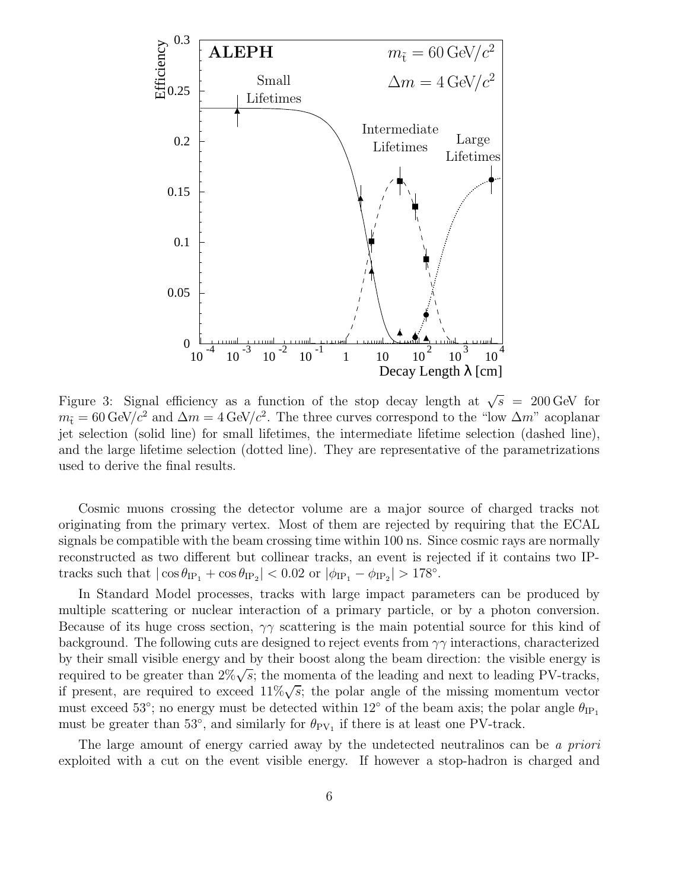Figure 3: Signal efficiency as a function of the stop decay length at $\sqrt{s} = 200\,\mathrm{GeV}$ for $m_{\tilde{t}} = 60\,\mathrm{GeV}/c^2$ and $\Delta m = 4\,\mathrm{GeV}/c^2$. The three curves correspond to the "low $\Delta m$" acoplanar jet selection (solid line) for small lifetimes, the intermediate lifetime selection (dashed line), and the large lifetime selection (dotted line). They are representative of the parametrizations used to derive the final results.

Cosmic muons crossing the detector volume are a major source of charged tracks not originating from the primary vertex. Most of them are rejected by requiring that the ECAL signals be compatible with the beam crossing time within 100 ns. Since cosmic rays are normally reconstructed as two different but collinear tracks, an event is rejected if it contains two IP-tracks such that $|\cos\theta_{\mathrm{IP}_1} + \cos\theta_{\mathrm{IP}_2}| < 0.02$ or $|\phi_{\mathrm{IP}_1} - \phi_{\mathrm{IP}_2}| > 178°$.

In Standard Model processes, tracks with large impact parameters can be produced by multiple scattering or nuclear interaction of a primary particle, or by a photon conversion. Because of its huge cross section, $\gamma\gamma$ scattering is the main potential source for this kind of background. The following cuts are designed to reject events from $\gamma\gamma$ interactions, characterized by their small visible energy and by their boost along the beam direction: the visible energy is required to be greater than $2\%\sqrt{s}$; the momenta of the leading and next to leading PV-tracks, if present, are required to exceed $11\%\sqrt{s}$; the polar angle of the missing momentum vector must exceed $53°$; no energy must be detected within $12°$ of the beam axis; the polar angle $\theta_{\mathrm{IP}_1}$ must be greater than $53°$, and similarly for $\theta_{\mathrm{PV}_1}$ if there is at least one PV-track.

The large amount of energy carried away by the undetected neutralinos can be *a priori* exploited with a cut on the event visible energy. If however a stop-hadron is charged and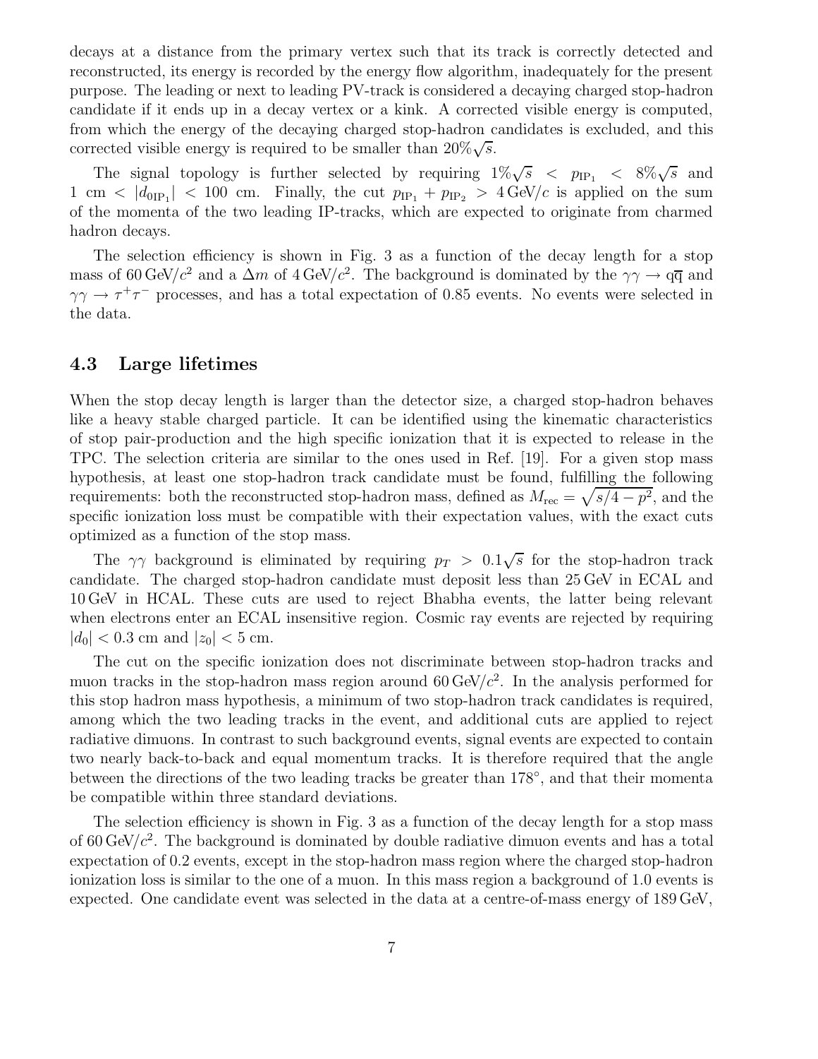decays at a distance from the primary vertex such that its track is correctly detected and reconstructed, its energy is recorded by the energy flow algorithm, inadequately for the present purpose. The leading or next to leading PV-track is considered a decaying charged stop-hadron candidate if it ends up in a decay vertex or a kink. A corrected visible energy is computed, from which the energy of the decaying charged stop-hadron candidates is excluded, and this corrected visible energy is required to be smaller than $20\%\sqrt{s}$.

The signal topology is further selected by requiring $1\%\sqrt{s} < p_{\mathrm{IP}_1} < 8\%\sqrt{s}$ and $1\ \mathrm{cm} < |d_{0\mathrm{IP}_1}| < 100\ \mathrm{cm}$. Finally, the cut $p_{\mathrm{IP}_1} + p_{\mathrm{IP}_2} > 4\,\mathrm{GeV}/c$ is applied on the sum of the momenta of the two leading IP-tracks, which are expected to originate from charmed hadron decays.

The selection efficiency is shown in Fig. 3 as a function of the decay length for a stop mass of $60\,\mathrm{GeV}/c^2$ and a $\Delta m$ of $4\,\mathrm{GeV}/c^2$. The background is dominated by the $\gamma\gamma \to \mathrm{q\bar{q}}$ and $\gamma\gamma \to \tau^+\tau^-$ processes, and has a total expectation of 0.85 events. No events were selected in the data.

### 4.3 Large lifetimes

When the stop decay length is larger than the detector size, a charged stop-hadron behaves like a heavy stable charged particle. It can be identified using the kinematic characteristics of stop pair-production and the high specific ionization that it is expected to release in the TPC. The selection criteria are similar to the ones used in Ref. [19]. For a given stop mass hypothesis, at least one stop-hadron track candidate must be found, fulfilling the following requirements: both the reconstructed stop-hadron mass, defined as $M_{\mathrm{rec}} = \sqrt{s/4 - p^2}$, and the specific ionization loss must be compatible with their expectation values, with the exact cuts optimized as a function of the stop mass.

The $\gamma\gamma$ background is eliminated by requiring $p_T > 0.1\sqrt{s}$ for the stop-hadron track candidate. The charged stop-hadron candidate must deposit less than 25 GeV in ECAL and 10 GeV in HCAL. These cuts are used to reject Bhabha events, the latter being relevant when electrons enter an ECAL insensitive region. Cosmic ray events are rejected by requiring $|d_0| < 0.3$ cm and $|z_0| < 5$ cm.

The cut on the specific ionization does not discriminate between stop-hadron tracks and muon tracks in the stop-hadron mass region around $60\,\mathrm{GeV}/c^2$. In the analysis performed for this stop hadron mass hypothesis, a minimum of two stop-hadron track candidates is required, among which the two leading tracks in the event, and additional cuts are applied to reject radiative dimuons. In contrast to such background events, signal events are expected to contain two nearly back-to-back and equal momentum tracks. It is therefore required that the angle between the directions of the two leading tracks be greater than $178°$, and that their momenta be compatible within three standard deviations.

The selection efficiency is shown in Fig. 3 as a function of the decay length for a stop mass of $60\,\mathrm{GeV}/c^2$. The background is dominated by double radiative dimuon events and has a total expectation of 0.2 events, except in the stop-hadron mass region where the charged stop-hadron ionization loss is similar to the one of a muon. In this mass region a background of 1.0 events is expected. One candidate event was selected in the data at a centre-of-mass energy of 189 GeV,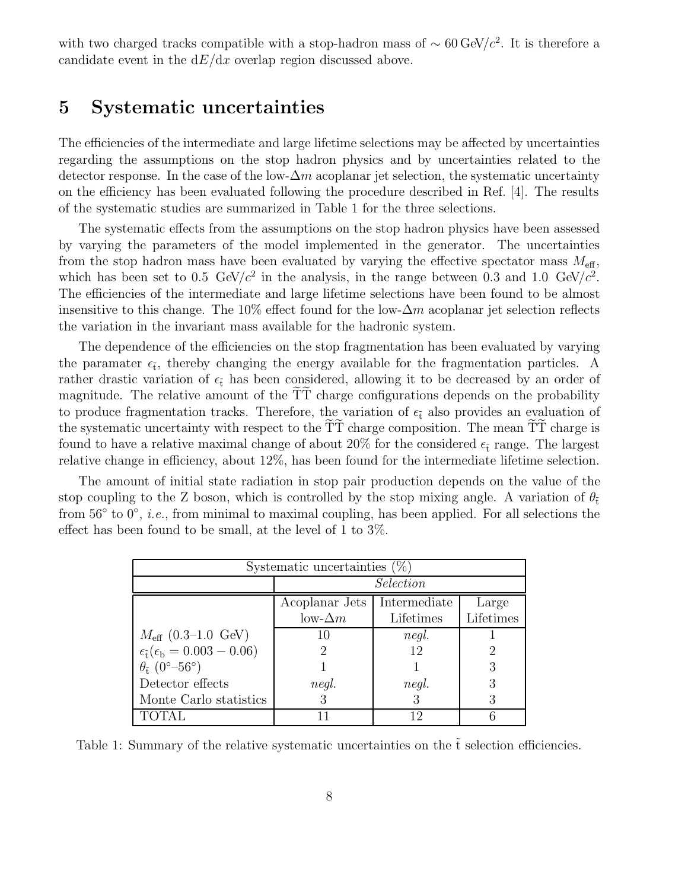with two charged tracks compatible with a stop-hadron mass of $\sim 60\,\text{GeV}/c^2$. It is therefore a candidate event in the $\mathrm{d}E/\mathrm{d}x$ overlap region discussed above.

## 5 Systematic uncertainties

The efficiencies of the intermediate and large lifetime selections may be affected by uncertainties regarding the assumptions on the stop hadron physics and by uncertainties related to the detector response. In the case of the low-$\Delta m$ acoplanar jet selection, the systematic uncertainty on the efficiency has been evaluated following the procedure described in Ref. [4]. The results of the systematic studies are summarized in Table 1 for the three selections.

The systematic effects from the assumptions on the stop hadron physics have been assessed by varying the parameters of the model implemented in the generator. The uncertainties from the stop hadron mass have been evaluated by varying the effective spectator mass $M_{\mathrm{eff}}$, which has been set to 0.5 GeV/$c^2$ in the analysis, in the range between 0.3 and 1.0 GeV/$c^2$. The efficiencies of the intermediate and large lifetime selections have been found to be almost insensitive to this change. The 10% effect found for the low-$\Delta m$ acoplanar jet selection reflects the variation in the invariant mass available for the hadronic system.

The dependence of the efficiencies on the stop fragmentation has been evaluated by varying the paramater $\epsilon_{\tilde{\mathrm{t}}}$, thereby changing the energy available for the fragmentation particles. A rather drastic variation of $\epsilon_{\tilde{\mathrm{t}}}$ has been considered, allowing it to be decreased by an order of magnitude. The relative amount of the $\widetilde{\mathrm{T}}\widetilde{\mathrm{T}}$ charge configurations depends on the probability to produce fragmentation tracks. Therefore, the variation of $\epsilon_{\tilde{\mathrm{t}}}$ also provides an evaluation of the systematic uncertainty with respect to the $\widetilde{\mathrm{T}}\widetilde{\mathrm{T}}$ charge composition. The mean $\widetilde{\mathrm{T}}\widetilde{\mathrm{T}}$ charge is found to have a relative maximal change of about 20% for the considered $\epsilon_{\tilde{\mathrm{t}}}$ range. The largest relative change in efficiency, about 12%, has been found for the intermediate lifetime selection.

The amount of initial state radiation in stop pair production depends on the value of the stop coupling to the Z boson, which is controlled by the stop mixing angle. A variation of $\theta_{\tilde{\mathrm{t}}}$ from 56° to 0°, *i.e.*, from minimal to maximal coupling, has been applied. For all selections the effect has been found to be small, at the level of 1 to 3%.

| Systematic uncertainties (%) | | | |
|---|---|---|---|
| | *Selection* | | |
| | Acoplanar Jets low-$\Delta m$ | Intermediate Lifetimes | Large Lifetimes |
| $M_{\mathrm{eff}}$ (0.3–1.0 GeV) | 10 | *negl.* | 1 |
| $\epsilon_{\tilde{\mathrm{t}}}(\epsilon_{\mathrm{b}} = 0.003 - 0.06)$ | 2 | 12 | 2 |
| $\theta_{\tilde{\mathrm{t}}}$ (0°–56°) | 1 | 1 | 3 |
| Detector effects | *negl.* | *negl.* | 3 |
| Monte Carlo statistics | 3 | 3 | 3 |
| TOTAL | 11 | 12 | 6 |

Table 1: Summary of the relative systematic uncertainties on the $\tilde{\mathrm{t}}$ selection efficiencies.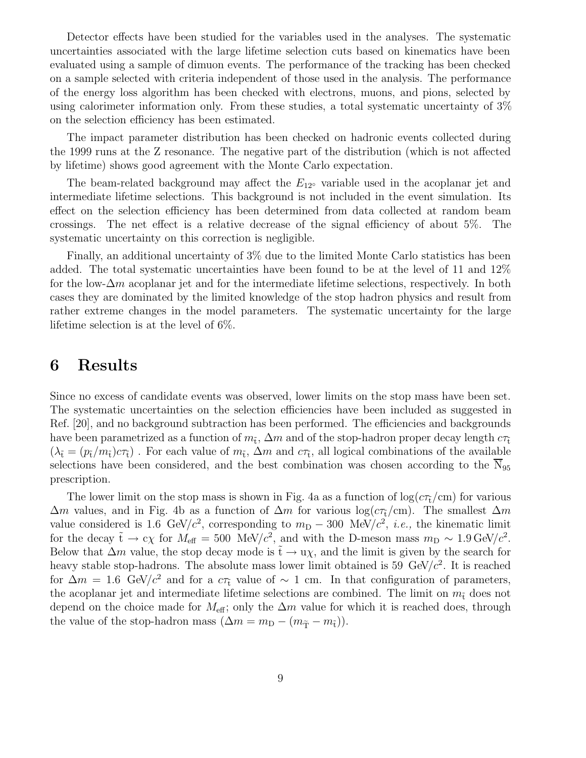Detector effects have been studied for the variables used in the analyses. The systematic uncertainties associated with the large lifetime selection cuts based on kinematics have been evaluated using a sample of dimuon events. The performance of the tracking has been checked on a sample selected with criteria independent of those used in the analysis. The performance of the energy loss algorithm has been checked with electrons, muons, and pions, selected by using calorimeter information only. From these studies, a total systematic uncertainty of 3% on the selection efficiency has been estimated.

The impact parameter distribution has been checked on hadronic events collected during the 1999 runs at the Z resonance. The negative part of the distribution (which is not affected by lifetime) shows good agreement with the Monte Carlo expectation.

The beam-related background may affect the $E_{12^\circ}$ variable used in the acoplanar jet and intermediate lifetime selections. This background is not included in the event simulation. Its effect on the selection efficiency has been determined from data collected at random beam crossings. The net effect is a relative decrease of the signal efficiency of about 5%. The systematic uncertainty on this correction is negligible.

Finally, an additional uncertainty of 3% due to the limited Monte Carlo statistics has been added. The total systematic uncertainties have been found to be at the level of 11 and 12% for the low-$\Delta m$ acoplanar jet and for the intermediate lifetime selections, respectively. In both cases they are dominated by the limited knowledge of the stop hadron physics and result from rather extreme changes in the model parameters. The systematic uncertainty for the large lifetime selection is at the level of 6%.

# 6 Results

Since no excess of candidate events was observed, lower limits on the stop mass have been set. The systematic uncertainties on the selection efficiencies have been included as suggested in Ref. [20], and no background subtraction has been performed. The efficiencies and backgrounds have been parametrized as a function of $m_{\tilde{t}}$, $\Delta m$ and of the stop-hadron proper decay length $c\tau_{\tilde{t}}$ ($\lambda_{\tilde{t}} = (p_{\tilde{t}}/m_{\tilde{t}})c\tau_{\tilde{t}}$) . For each value of $m_{\tilde{t}}$, $\Delta m$ and $c\tau_{\tilde{t}}$, all logical combinations of the available selections have been considered, and the best combination was chosen according to the $\overline{\mathrm{N}}_{95}$ prescription.

The lower limit on the stop mass is shown in Fig. 4a as a function of $\log(c\tau_{\tilde{t}}/\mathrm{cm})$ for various $\Delta m$ values, and in Fig. 4b as a function of $\Delta m$ for various $\log(c\tau_{\tilde{t}}/\mathrm{cm})$. The smallest $\Delta m$ value considered is 1.6 GeV/$c^2$, corresponding to $m_\mathrm{D} - 300$ MeV/$c^2$, *i.e.,* the kinematic limit for the decay $\tilde{\mathrm{t}} \to \mathrm{c}\chi$ for $M_\mathrm{eff} = 500$ MeV/$c^2$, and with the D-meson mass $m_\mathrm{D} \sim 1.9\,\mathrm{GeV}/c^2$. Below that $\Delta m$ value, the stop decay mode is $\tilde{\mathrm{t}} \to \mathrm{u}\chi$, and the limit is given by the search for heavy stable stop-hadrons. The absolute mass lower limit obtained is 59 GeV/$c^2$. It is reached for $\Delta m = 1.6$ GeV/$c^2$ and for a $c\tau_{\tilde{t}}$ value of $\sim 1$ cm. In that configuration of parameters, the acoplanar jet and intermediate lifetime selections are combined. The limit on $m_{\tilde{t}}$ does not depend on the choice made for $M_\mathrm{eff}$; only the $\Delta m$ value for which it is reached does, through the value of the stop-hadron mass ($\Delta m = m_\mathrm{D} - (m_{\tilde{\mathrm{T}}} - m_{\tilde{t}})$).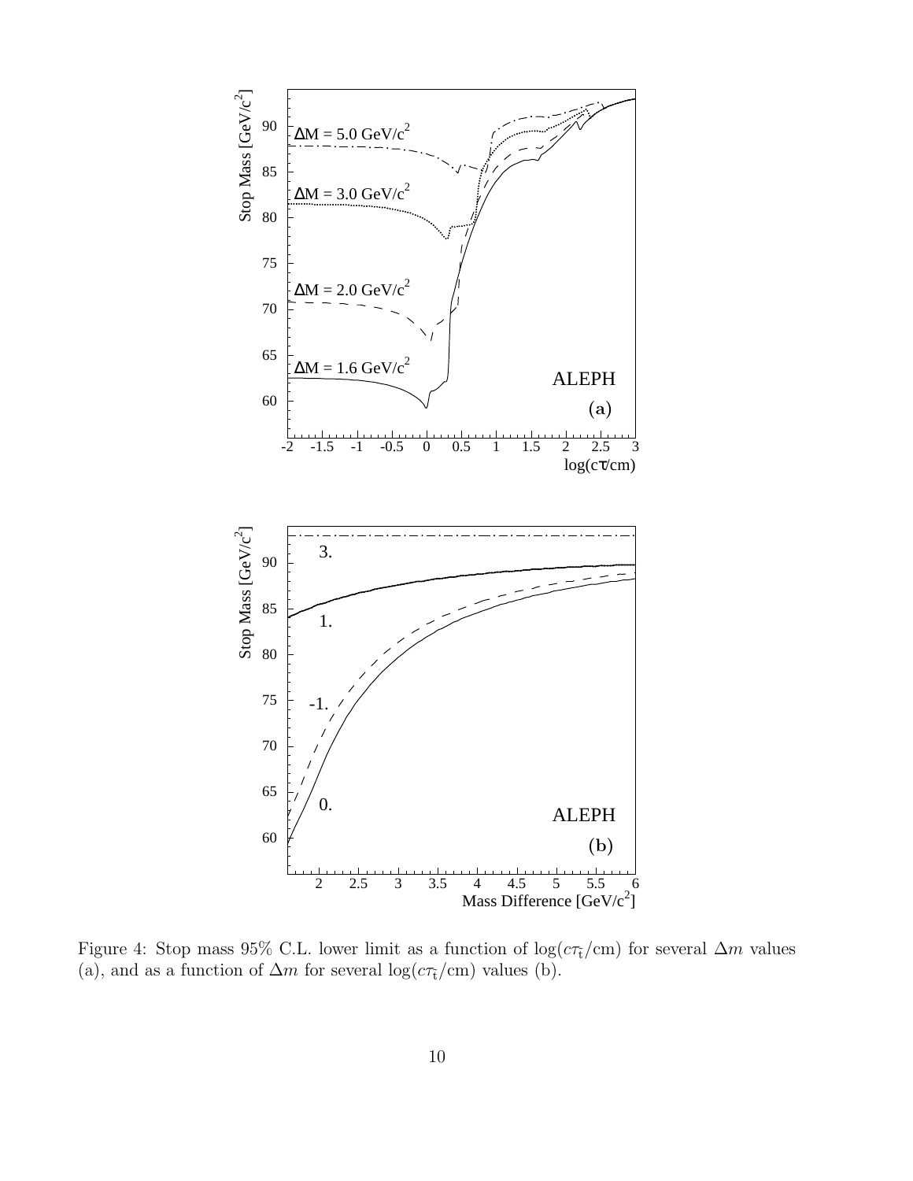Figure 4: Stop mass 95% C.L. lower limit as a function of $\log(c\tau_{\tilde{t}}/\text{cm})$ for several $\Delta m$ values (a), and as a function of $\Delta m$ for several $\log(c\tau_{\tilde{t}}/\text{cm})$ values (b).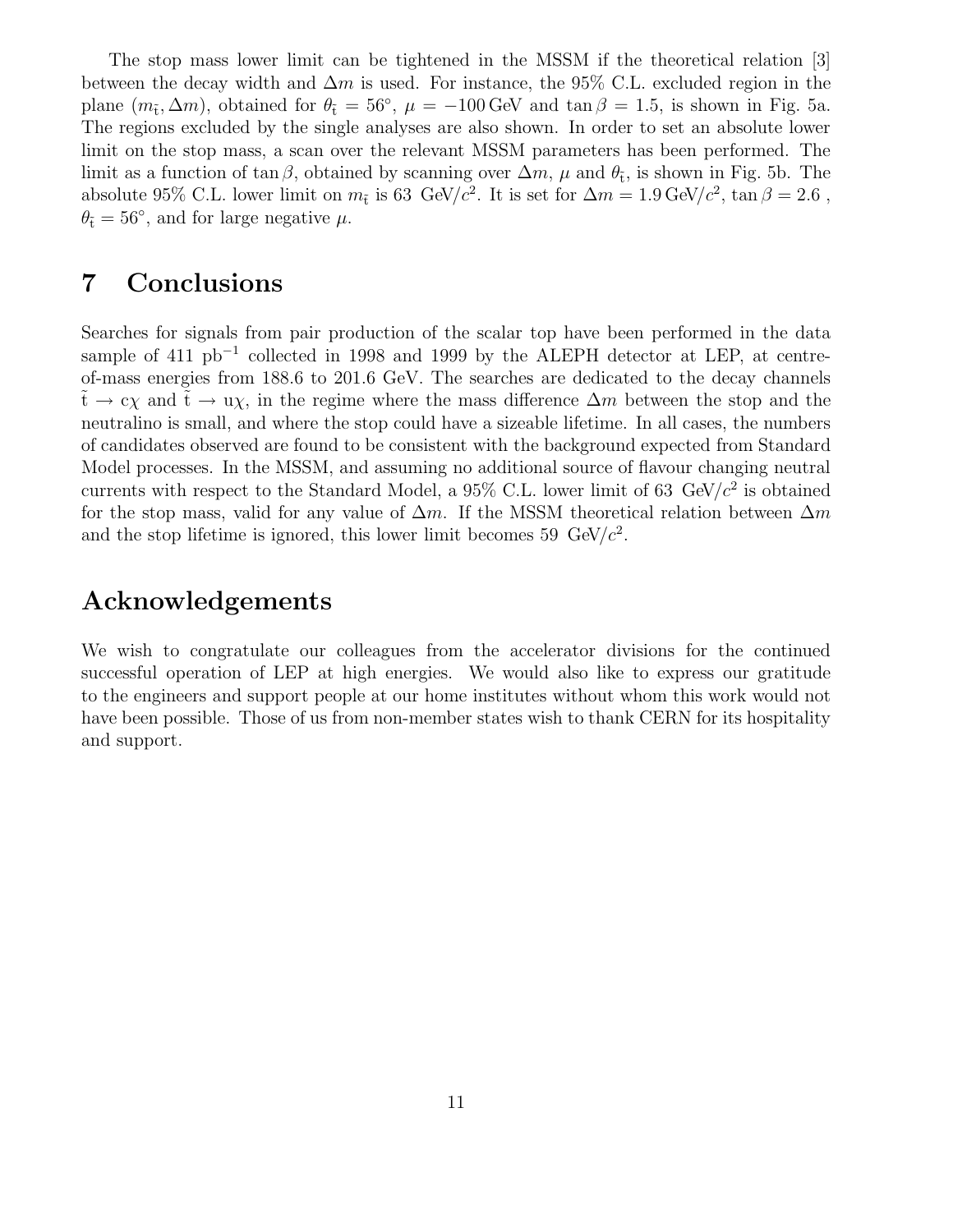The stop mass lower limit can be tightened in the MSSM if the theoretical relation [3] between the decay width and $\Delta m$ is used. For instance, the 95% C.L. excluded region in the plane $(m_{\tilde{\rm t}}, \Delta m)$, obtained for $\theta_{\tilde{\rm t}} = 56^{\circ}$, $\mu = -100\,\mathrm{GeV}$ and $\tan\beta = 1.5$, is shown in Fig. 5a. The regions excluded by the single analyses are also shown. In order to set an absolute lower limit on the stop mass, a scan over the relevant MSSM parameters has been performed. The limit as a function of $\tan\beta$, obtained by scanning over $\Delta m$, $\mu$ and $\theta_{\tilde{\rm t}}$, is shown in Fig. 5b. The absolute 95% C.L. lower limit on $m_{\tilde{\rm t}}$ is 63 GeV/$c^2$. It is set for $\Delta m = 1.9\,\mathrm{GeV}/c^2$, $\tan\beta = 2.6$ , $\theta_{\tilde{\rm t}} = 56^{\circ}$, and for large negative $\mu$.

# 7 Conclusions

Searches for signals from pair production of the scalar top have been performed in the data sample of 411 pb$^{-1}$ collected in 1998 and 1999 by the ALEPH detector at LEP, at centre-of-mass energies from 188.6 to 201.6 GeV. The searches are dedicated to the decay channels $\tilde{\rm t} \rightarrow {\rm c}\chi$ and $\tilde{\rm t} \rightarrow {\rm u}\chi$, in the regime where the mass difference $\Delta m$ between the stop and the neutralino is small, and where the stop could have a sizeable lifetime. In all cases, the numbers of candidates observed are found to be consistent with the background expected from Standard Model processes. In the MSSM, and assuming no additional source of flavour changing neutral currents with respect to the Standard Model, a 95% C.L. lower limit of 63 GeV/$c^2$ is obtained for the stop mass, valid for any value of $\Delta m$. If the MSSM theoretical relation between $\Delta m$ and the stop lifetime is ignored, this lower limit becomes 59 GeV/$c^2$.

# Acknowledgements

We wish to congratulate our colleagues from the accelerator divisions for the continued successful operation of LEP at high energies. We would also like to express our gratitude to the engineers and support people at our home institutes without whom this work would not have been possible. Those of us from non-member states wish to thank CERN for its hospitality and support.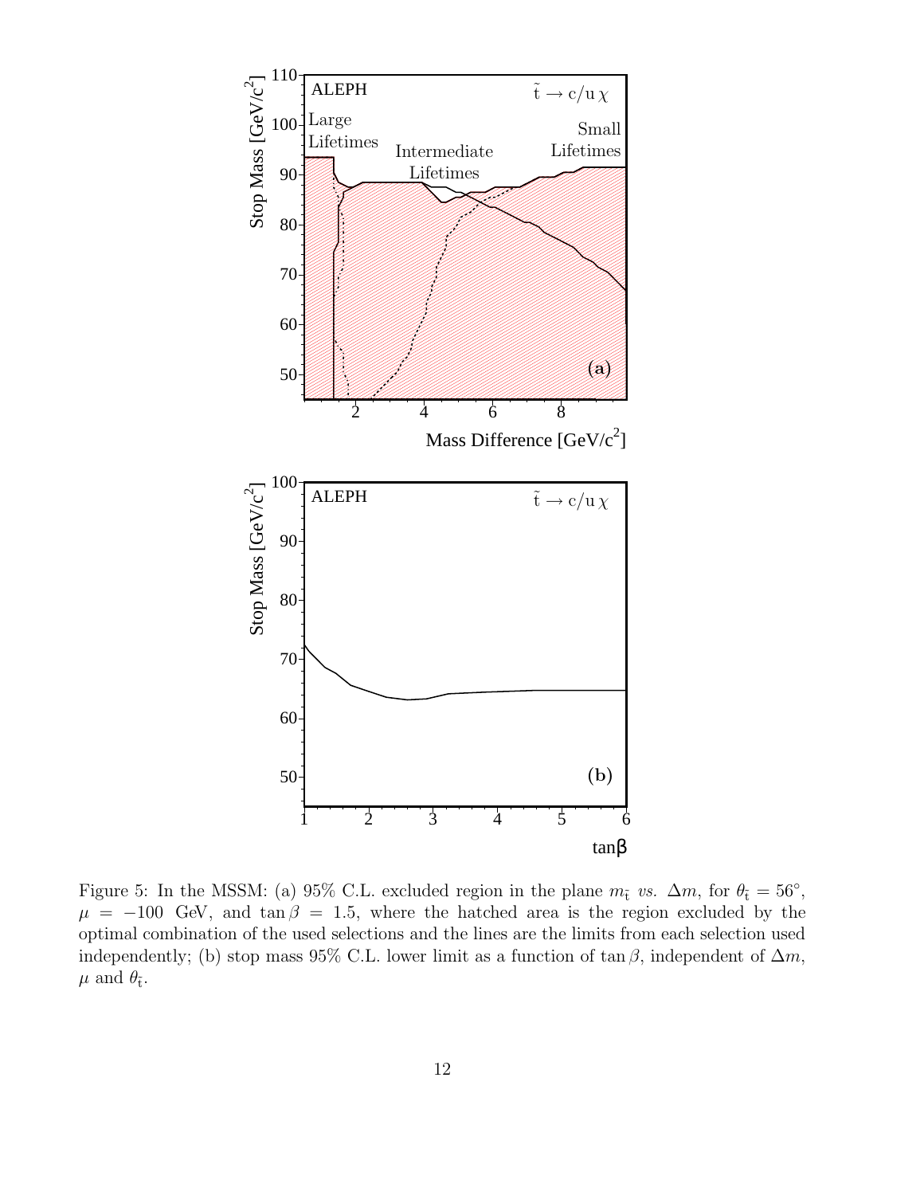Figure 5: In the MSSM: (a) 95% C.L. excluded region in the plane $m_{\tilde{t}}$ *vs.* $\Delta m$, for $\theta_{\tilde{t}} = 56^\circ$, $\mu = -100$ GeV, and $\tan\beta = 1.5$, where the hatched area is the region excluded by the optimal combination of the used selections and the lines are the limits from each selection used independently; (b) stop mass 95% C.L. lower limit as a function of $\tan\beta$, independent of $\Delta m$, $\mu$ and $\theta_{\tilde{t}}$.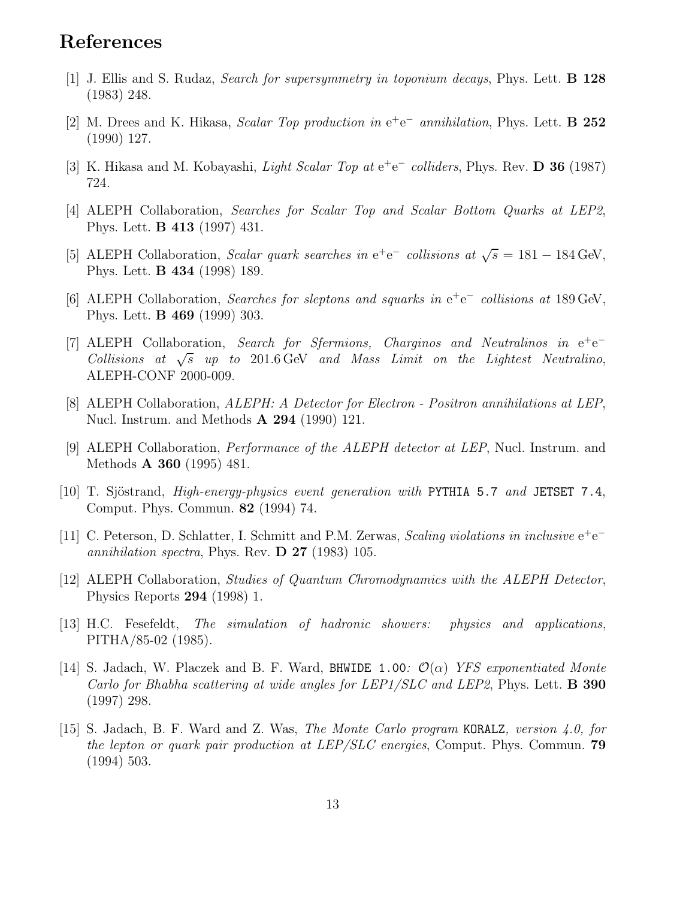# References

[1] J. Ellis and S. Rudaz, *Search for supersymmetry in toponium decays*, Phys. Lett. **B 128** (1983) 248.

[2] M. Drees and K. Hikasa, *Scalar Top production in* $e^+e^-$ *annihilation*, Phys. Lett. **B 252** (1990) 127.

[3] K. Hikasa and M. Kobayashi, *Light Scalar Top at* $e^+e^-$ *colliders*, Phys. Rev. **D 36** (1987) 724.

[4] ALEPH Collaboration, *Searches for Scalar Top and Scalar Bottom Quarks at LEP2*, Phys. Lett. **B 413** (1997) 431.

[5] ALEPH Collaboration, *Scalar quark searches in* $e^+e^-$ *collisions at* $\sqrt{s} = 181 - 184\,\mathrm{GeV}$, Phys. Lett. **B 434** (1998) 189.

[6] ALEPH Collaboration, *Searches for sleptons and squarks in* $e^+e^-$ *collisions at* 189 GeV, Phys. Lett. **B 469** (1999) 303.

[7] ALEPH Collaboration, *Search for Sfermions, Charginos and Neutralinos in* $e^+e^-$ *Collisions at* $\sqrt{s}$ *up to* 201.6 GeV *and Mass Limit on the Lightest Neutralino*, ALEPH-CONF 2000-009.

[8] ALEPH Collaboration, *ALEPH: A Detector for Electron - Positron annihilations at LEP*, Nucl. Instrum. and Methods **A 294** (1990) 121.

[9] ALEPH Collaboration, *Performance of the ALEPH detector at LEP*, Nucl. Instrum. and Methods **A 360** (1995) 481.

[10] T. Sjöstrand, *High-energy-physics event generation with* `PYTHIA 5.7` *and* `JETSET 7.4`, Comput. Phys. Commun. **82** (1994) 74.

[11] C. Peterson, D. Schlatter, I. Schmitt and P.M. Zerwas, *Scaling violations in inclusive* $e^+e^-$ *annihilation spectra*, Phys. Rev. **D 27** (1983) 105.

[12] ALEPH Collaboration, *Studies of Quantum Chromodynamics with the ALEPH Detector*, Physics Reports **294** (1998) 1.

[13] H.C. Fesefeldt, *The simulation of hadronic showers: physics and applications*, PITHA/85-02 (1985).

[14] S. Jadach, W. Placzek and B. F. Ward, `BHWIDE 1.00`*:* $\mathcal{O}(\alpha)$ *YFS exponentiated Monte Carlo for Bhabha scattering at wide angles for LEP1/SLC and LEP2*, Phys. Lett. **B 390** (1997) 298.

[15] S. Jadach, B. F. Ward and Z. Was, *The Monte Carlo program* `KORALZ`*, version 4.0, for the lepton or quark pair production at LEP/SLC energies*, Comput. Phys. Commun. **79** (1994) 503.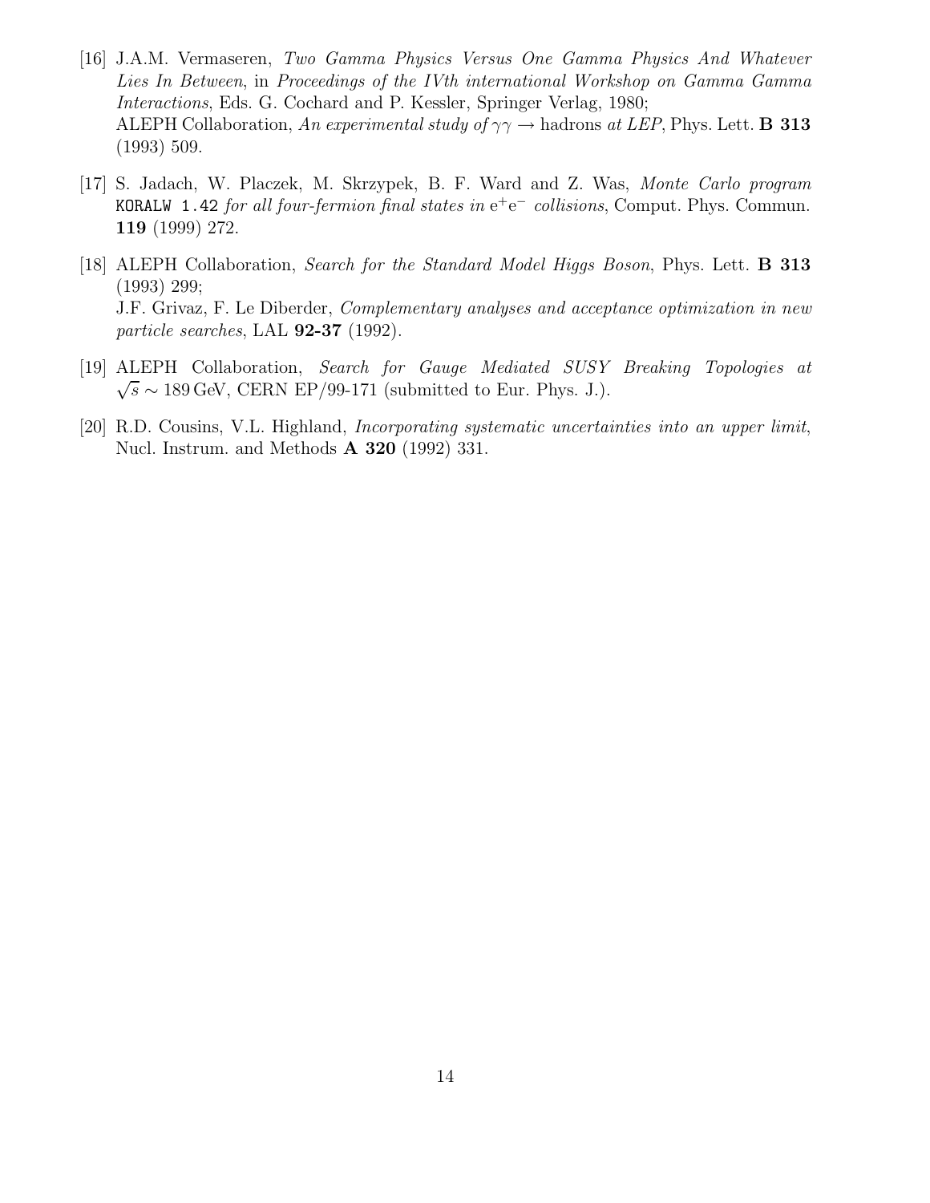[16] J.A.M. Vermaseren, *Two Gamma Physics Versus One Gamma Physics And Whatever Lies In Between*, in *Proceedings of the IVth international Workshop on Gamma Gamma Interactions*, Eds. G. Cochard and P. Kessler, Springer Verlag, 1980;
ALEPH Collaboration, *An experimental study of* $\gamma\gamma \rightarrow$ hadrons *at LEP*, Phys. Lett. **B 313** (1993) 509.

[17] S. Jadach, W. Placzek, M. Skrzypek, B. F. Ward and Z. Was, *Monte Carlo program* `KORALW 1.42` *for all four-fermion final states in* $e^+e^-$ *collisions*, Comput. Phys. Commun. **119** (1999) 272.

[18] ALEPH Collaboration, *Search for the Standard Model Higgs Boson*, Phys. Lett. **B 313** (1993) 299;
J.F. Grivaz, F. Le Diberder, *Complementary analyses and acceptance optimization in new particle searches*, LAL **92-37** (1992).

[19] ALEPH Collaboration, *Search for Gauge Mediated SUSY Breaking Topologies at* $\sqrt{s} \sim 189\,\text{GeV}$, CERN EP/99-171 (submitted to Eur. Phys. J.).

[20] R.D. Cousins, V.L. Highland, *Incorporating systematic uncertainties into an upper limit*, Nucl. Instrum. and Methods **A 320** (1992) 331.